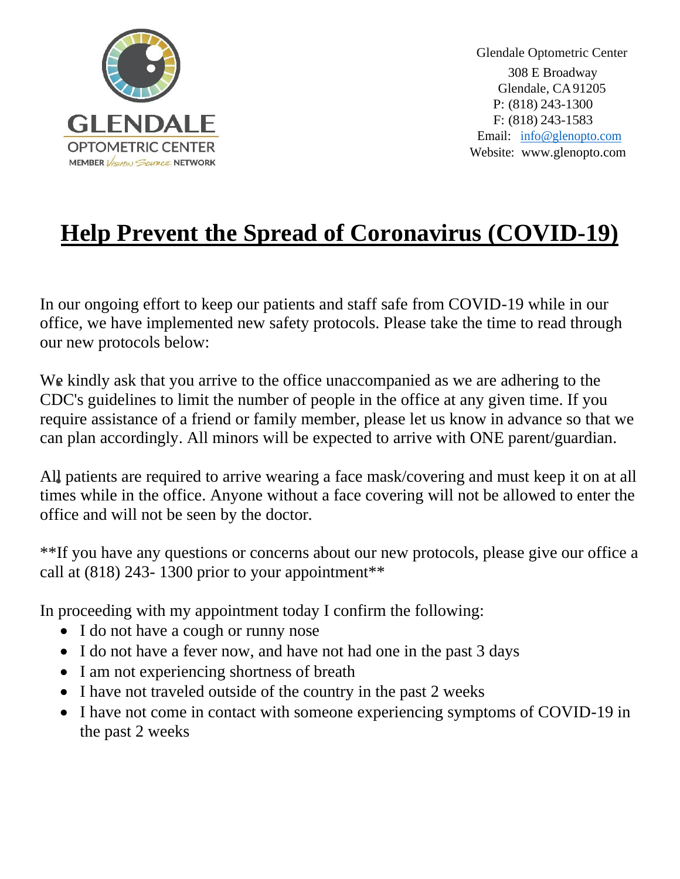GLENDALE
OPTOMETRIC CENTER
MEMBER Vision Source NETWORK

Glendale Optometric Center
308 E Broadway
Glendale, CA 91205
P: (818) 243-1300
F: (818) 243-1583
Email: info@glenopto.com
Website: www.glenopto.com

# Help Prevent the Spread of Coronavirus (COVID-19)

In our ongoing effort to keep our patients and staff safe from COVID-19 while in our office, we have implemented new safety protocols. Please take the time to read through our new protocols below:

We kindly ask that you arrive to the office unaccompanied as we are adhering to the CDC's guidelines to limit the number of people in the office at any given time. If you require assistance of a friend or family member, please let us know in advance so that we can plan accordingly. All minors will be expected to arrive with ONE parent/guardian.

All patients are required to arrive wearing a face mask/covering and must keep it on at all times while in the office. Anyone without a face covering will not be allowed to enter the office and will not be seen by the doctor.

**If you have any questions or concerns about our new protocols, please give our office a call at (818) 243- 1300 prior to your appointment**

In proceeding with my appointment today I confirm the following:

- I do not have a cough or runny nose
- I do not have a fever now, and have not had one in the past 3 days
- I am not experiencing shortness of breath
- I have not traveled outside of the country in the past 2 weeks
- I have not come in contact with someone experiencing symptoms of COVID-19 in the past 2 weeks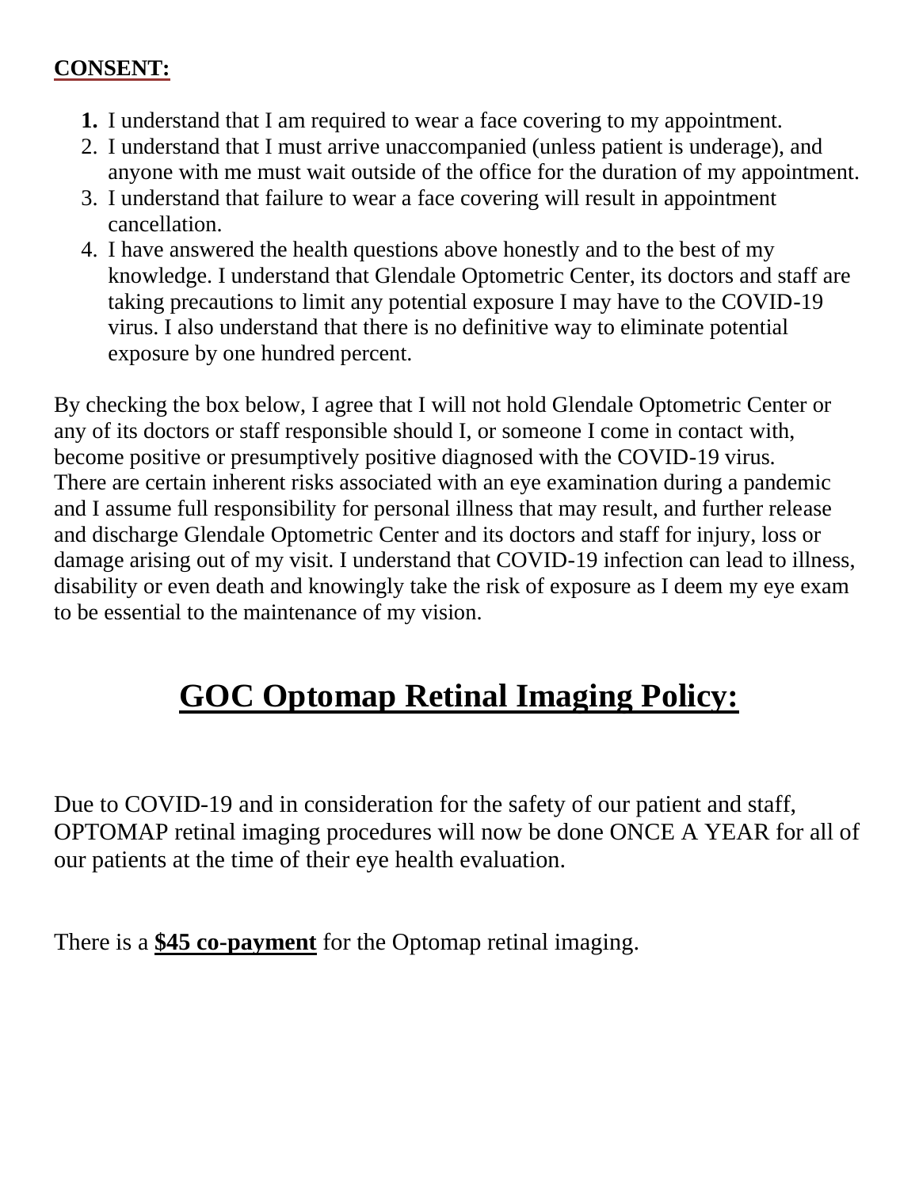**CONSENT:**

1. I understand that I am required to wear a face covering to my appointment.
2. I understand that I must arrive unaccompanied (unless patient is underage), and anyone with me must wait outside of the office for the duration of my appointment.
3. I understand that failure to wear a face covering will result in appointment cancellation.
4. I have answered the health questions above honestly and to the best of my knowledge. I understand that Glendale Optometric Center, its doctors and staff are taking precautions to limit any potential exposure I may have to the COVID-19 virus. I also understand that there is no definitive way to eliminate potential exposure by one hundred percent.

By checking the box below, I agree that I will not hold Glendale Optometric Center or any of its doctors or staff responsible should I, or someone I come in contact with, become positive or presumptively positive diagnosed with the COVID-19 virus. There are certain inherent risks associated with an eye examination during a pandemic and I assume full responsibility for personal illness that may result, and further release and discharge Glendale Optometric Center and its doctors and staff for injury, loss or damage arising out of my visit. I understand that COVID-19 infection can lead to illness, disability or even death and knowingly take the risk of exposure as I deem my eye exam to be essential to the maintenance of my vision.

# GOC Optomap Retinal Imaging Policy:

Due to COVID-19 and in consideration for the safety of our patient and staff, OPTOMAP retinal imaging procedures will now be done ONCE A YEAR for all of our patients at the time of their eye health evaluation.

There is a **$45 co-payment** for the Optomap retinal imaging.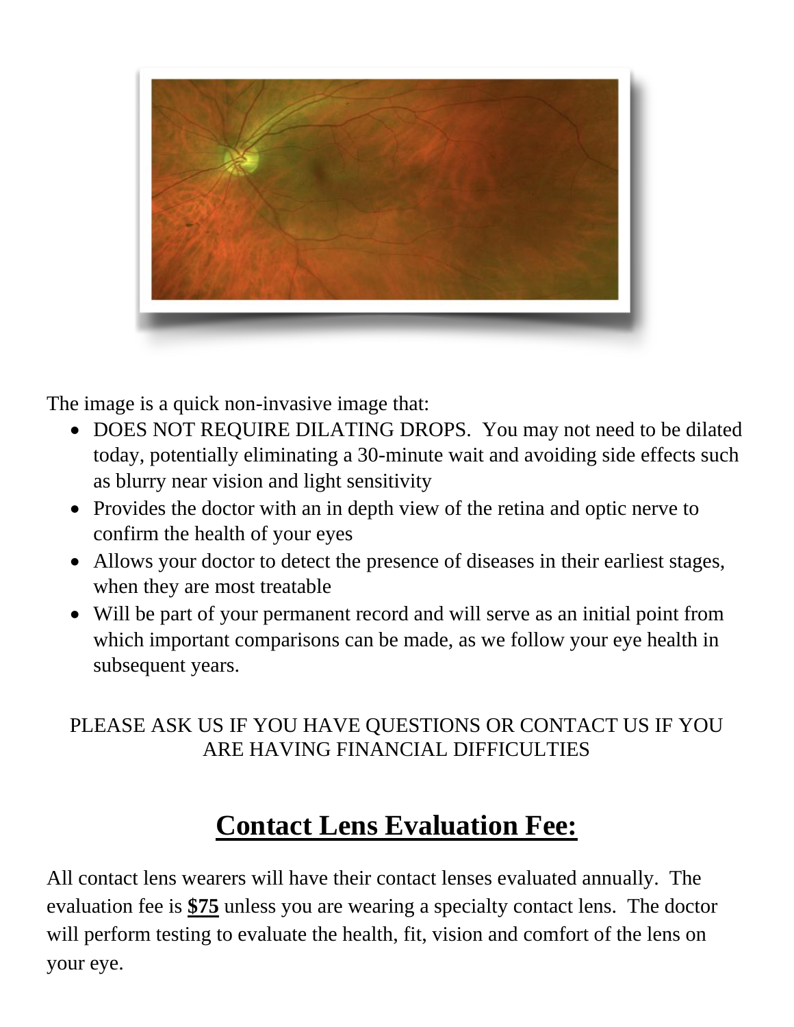The image is a quick non-invasive image that:

- DOES NOT REQUIRE DILATING DROPS. You may not need to be dilated today, potentially eliminating a 30-minute wait and avoiding side effects such as blurry near vision and light sensitivity
- Provides the doctor with an in depth view of the retina and optic nerve to confirm the health of your eyes
- Allows your doctor to detect the presence of diseases in their earliest stages, when they are most treatable
- Will be part of your permanent record and will serve as an initial point from which important comparisons can be made, as we follow your eye health in subsequent years.

PLEASE ASK US IF YOU HAVE QUESTIONS OR CONTACT US IF YOU ARE HAVING FINANCIAL DIFFICULTIES

# Contact Lens Evaluation Fee:

All contact lens wearers will have their contact lenses evaluated annually. The evaluation fee is **$75** unless you are wearing a specialty contact lens. The doctor will perform testing to evaluate the health, fit, vision and comfort of the lens on your eye.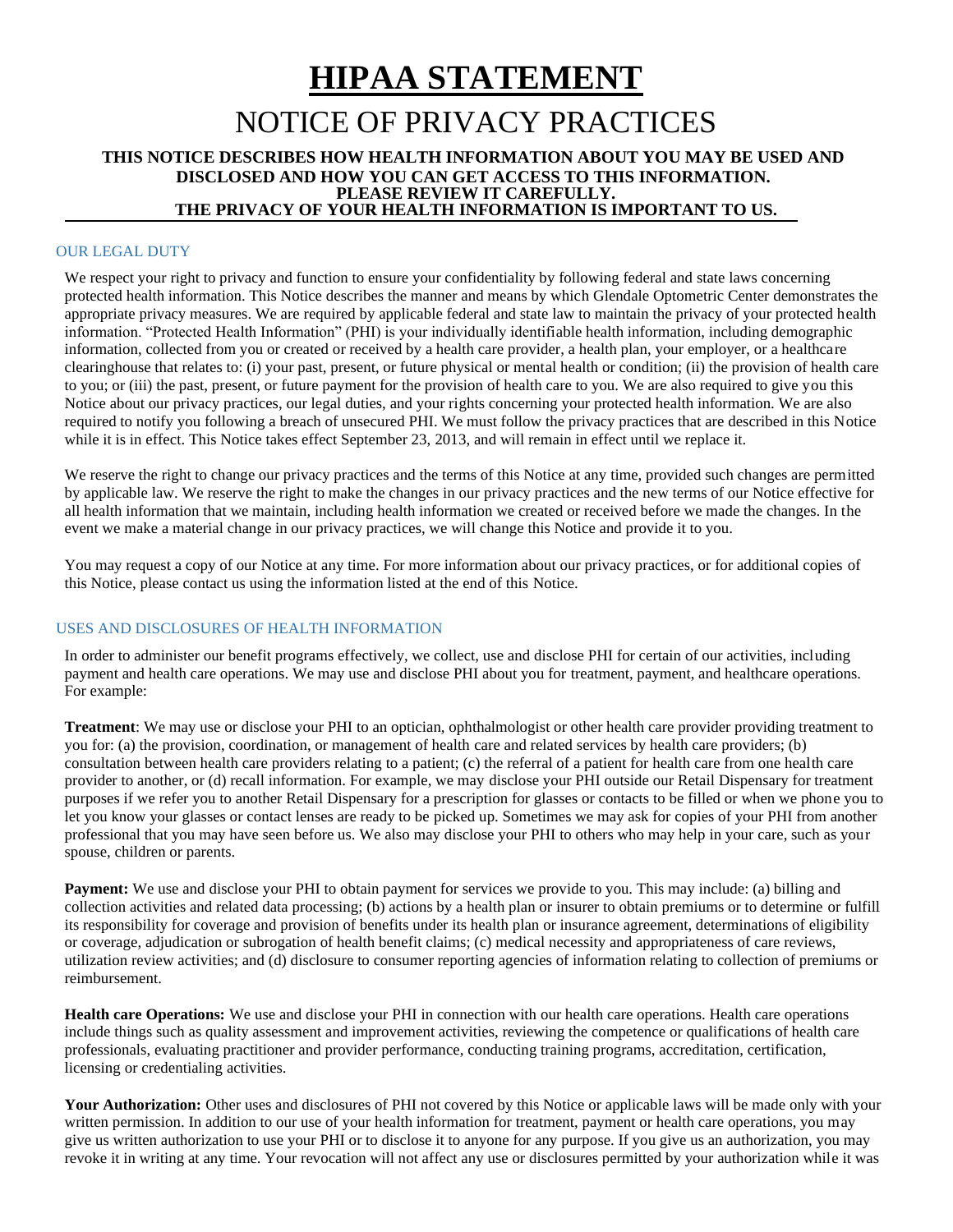# HIPAA STATEMENT

## NOTICE OF PRIVACY PRACTICES

**THIS NOTICE DESCRIBES HOW HEALTH INFORMATION ABOUT YOU MAY BE USED AND DISCLOSED AND HOW YOU CAN GET ACCESS TO THIS INFORMATION. PLEASE REVIEW IT CAREFULLY. THE PRIVACY OF YOUR HEALTH INFORMATION IS IMPORTANT TO US.**

### OUR LEGAL DUTY

We respect your right to privacy and function to ensure your confidentiality by following federal and state laws concerning protected health information. This Notice describes the manner and means by which Glendale Optometric Center demonstrates the appropriate privacy measures. We are required by applicable federal and state law to maintain the privacy of your protected health information. "Protected Health Information" (PHI) is your individually identifiable health information, including demographic information, collected from you or created or received by a health care provider, a health plan, your employer, or a healthcare clearinghouse that relates to: (i) your past, present, or future physical or mental health or condition; (ii) the provision of health care to you; or (iii) the past, present, or future payment for the provision of health care to you. We are also required to give you this Notice about our privacy practices, our legal duties, and your rights concerning your protected health information. We are also required to notify you following a breach of unsecured PHI. We must follow the privacy practices that are described in this Notice while it is in effect. This Notice takes effect September 23, 2013, and will remain in effect until we replace it.

We reserve the right to change our privacy practices and the terms of this Notice at any time, provided such changes are permitted by applicable law. We reserve the right to make the changes in our privacy practices and the new terms of our Notice effective for all health information that we maintain, including health information we created or received before we made the changes. In the event we make a material change in our privacy practices, we will change this Notice and provide it to you.

You may request a copy of our Notice at any time. For more information about our privacy practices, or for additional copies of this Notice, please contact us using the information listed at the end of this Notice.

### USES AND DISCLOSURES OF HEALTH INFORMATION

In order to administer our benefit programs effectively, we collect, use and disclose PHI for certain of our activities, including payment and health care operations. We may use and disclose PHI about you for treatment, payment, and healthcare operations. For example:

**Treatment**: We may use or disclose your PHI to an optician, ophthalmologist or other health care provider providing treatment to you for: (a) the provision, coordination, or management of health care and related services by health care providers; (b) consultation between health care providers relating to a patient; (c) the referral of a patient for health care from one health care provider to another, or (d) recall information. For example, we may disclose your PHI outside our Retail Dispensary for treatment purposes if we refer you to another Retail Dispensary for a prescription for glasses or contacts to be filled or when we phone you to let you know your glasses or contact lenses are ready to be picked up. Sometimes we may ask for copies of your PHI from another professional that you may have seen before us. We also may disclose your PHI to others who may help in your care, such as your spouse, children or parents.

**Payment:** We use and disclose your PHI to obtain payment for services we provide to you. This may include: (a) billing and collection activities and related data processing; (b) actions by a health plan or insurer to obtain premiums or to determine or fulfill its responsibility for coverage and provision of benefits under its health plan or insurance agreement, determinations of eligibility or coverage, adjudication or subrogation of health benefit claims; (c) medical necessity and appropriateness of care reviews, utilization review activities; and (d) disclosure to consumer reporting agencies of information relating to collection of premiums or reimbursement.

**Health care Operations:** We use and disclose your PHI in connection with our health care operations. Health care operations include things such as quality assessment and improvement activities, reviewing the competence or qualifications of health care professionals, evaluating practitioner and provider performance, conducting training programs, accreditation, certification, licensing or credentialing activities.

**Your Authorization:** Other uses and disclosures of PHI not covered by this Notice or applicable laws will be made only with your written permission. In addition to our use of your health information for treatment, payment or health care operations, you may give us written authorization to use your PHI or to disclose it to anyone for any purpose. If you give us an authorization, you may revoke it in writing at any time. Your revocation will not affect any use or disclosures permitted by your authorization while it was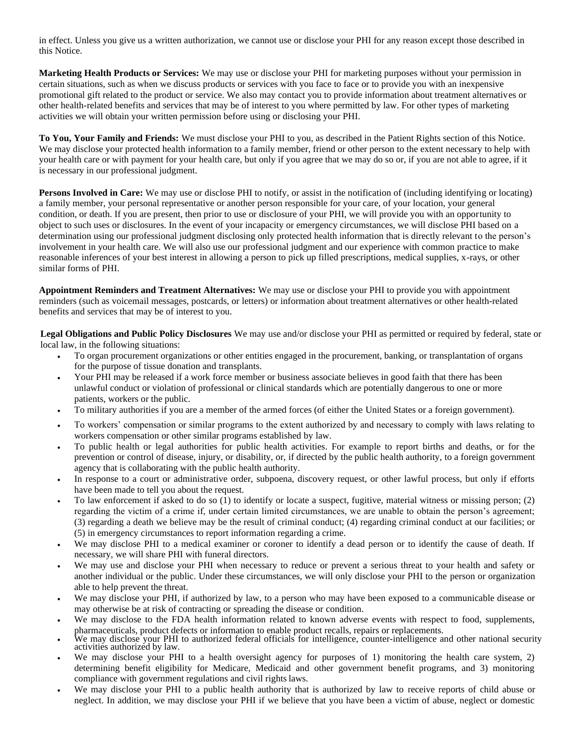in effect. Unless you give us a written authorization, we cannot use or disclose your PHI for any reason except those described in this Notice.

**Marketing Health Products or Services:** We may use or disclose your PHI for marketing purposes without your permission in certain situations, such as when we discuss products or services with you face to face or to provide you with an inexpensive promotional gift related to the product or service. We also may contact you to provide information about treatment alternatives or other health-related benefits and services that may be of interest to you where permitted by law. For other types of marketing activities we will obtain your written permission before using or disclosing your PHI.

**To You, Your Family and Friends:** We must disclose your PHI to you, as described in the Patient Rights section of this Notice. We may disclose your protected health information to a family member, friend or other person to the extent necessary to help with your health care or with payment for your health care, but only if you agree that we may do so or, if you are not able to agree, if it is necessary in our professional judgment.

**Persons Involved in Care:** We may use or disclose PHI to notify, or assist in the notification of (including identifying or locating) a family member, your personal representative or another person responsible for your care, of your location, your general condition, or death. If you are present, then prior to use or disclosure of your PHI, we will provide you with an opportunity to object to such uses or disclosures. In the event of your incapacity or emergency circumstances, we will disclose PHI based on a determination using our professional judgment disclosing only protected health information that is directly relevant to the person's involvement in your health care. We will also use our professional judgment and our experience with common practice to make reasonable inferences of your best interest in allowing a person to pick up filled prescriptions, medical supplies, x-rays, or other similar forms of PHI.

**Appointment Reminders and Treatment Alternatives:** We may use or disclose your PHI to provide you with appointment reminders (such as voicemail messages, postcards, or letters) or information about treatment alternatives or other health-related benefits and services that may be of interest to you.

**Legal Obligations and Public Policy Disclosures** We may use and/or disclose your PHI as permitted or required by federal, state or local law, in the following situations:

- To organ procurement organizations or other entities engaged in the procurement, banking, or transplantation of organs for the purpose of tissue donation and transplants.
- Your PHI may be released if a work force member or business associate believes in good faith that there has been unlawful conduct or violation of professional or clinical standards which are potentially dangerous to one or more patients, workers or the public.
- To military authorities if you are a member of the armed forces (of either the United States or a foreign government).
- To workers' compensation or similar programs to the extent authorized by and necessary to comply with laws relating to workers compensation or other similar programs established by law.
- To public health or legal authorities for public health activities. For example to report births and deaths, or for the prevention or control of disease, injury, or disability, or, if directed by the public health authority, to a foreign government agency that is collaborating with the public health authority.
- In response to a court or administrative order, subpoena, discovery request, or other lawful process, but only if efforts have been made to tell you about the request.
- To law enforcement if asked to do so (1) to identify or locate a suspect, fugitive, material witness or missing person; (2) regarding the victim of a crime if, under certain limited circumstances, we are unable to obtain the person's agreement; (3) regarding a death we believe may be the result of criminal conduct; (4) regarding criminal conduct at our facilities; or (5) in emergency circumstances to report information regarding a crime.
- We may disclose PHI to a medical examiner or coroner to identify a dead person or to identify the cause of death. If necessary, we will share PHI with funeral directors.
- We may use and disclose your PHI when necessary to reduce or prevent a serious threat to your health and safety or another individual or the public. Under these circumstances, we will only disclose your PHI to the person or organization able to help prevent the threat.
- We may disclose your PHI, if authorized by law, to a person who may have been exposed to a communicable disease or may otherwise be at risk of contracting or spreading the disease or condition.
- We may disclose to the FDA health information related to known adverse events with respect to food, supplements, pharmaceuticals, product defects or information to enable product recalls, repairs or replacements.
- We may disclose your PHI to authorized federal officials for intelligence, counter-intelligence and other national security activities authorized by law.
- We may disclose your PHI to a health oversight agency for purposes of 1) monitoring the health care system, 2) determining benefit eligibility for Medicare, Medicaid and other government benefit programs, and 3) monitoring compliance with government regulations and civil rights laws.
- We may disclose your PHI to a public health authority that is authorized by law to receive reports of child abuse or neglect. In addition, we may disclose your PHI if we believe that you have been a victim of abuse, neglect or domestic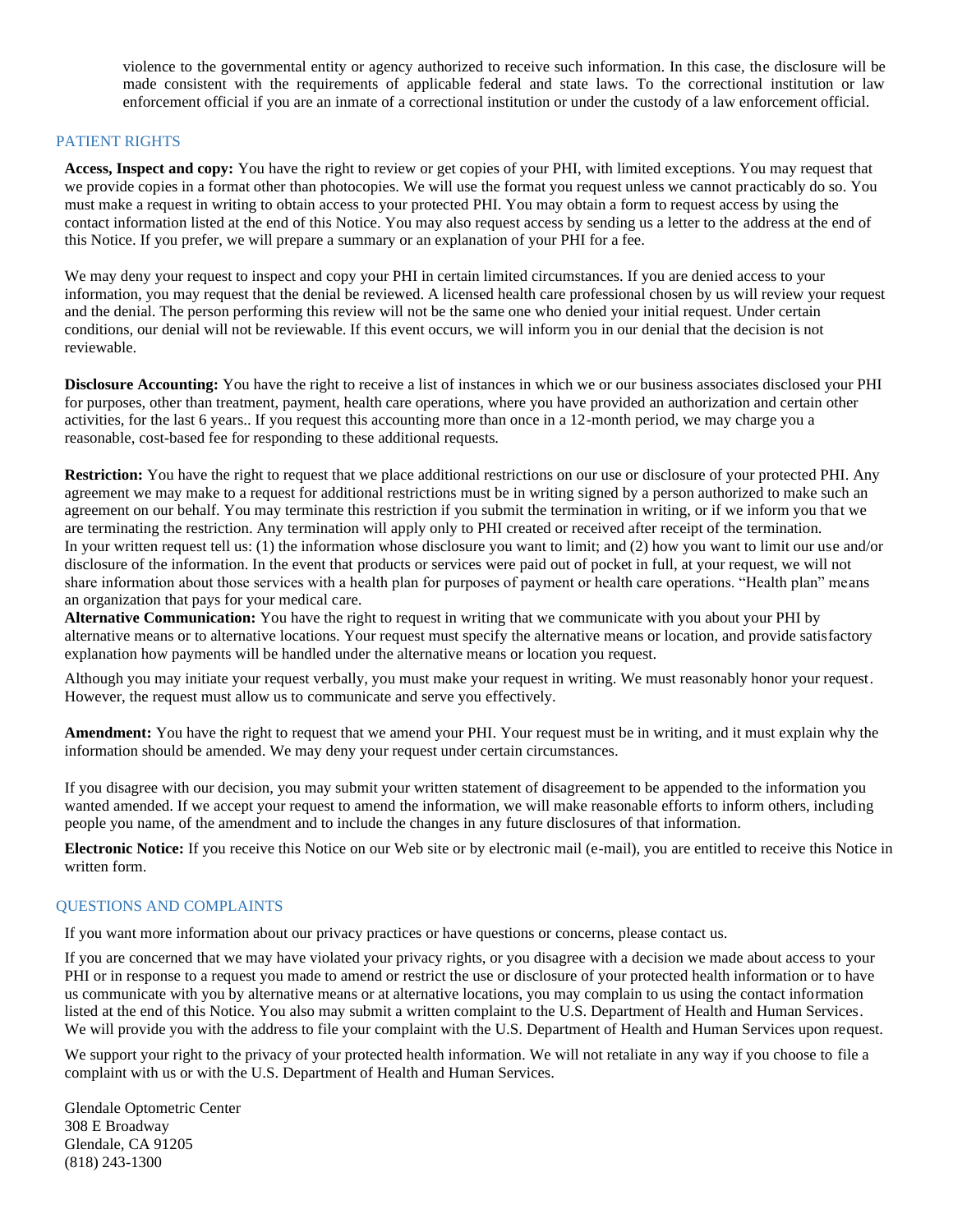violence to the governmental entity or agency authorized to receive such information. In this case, the disclosure will be made consistent with the requirements of applicable federal and state laws. To the correctional institution or law enforcement official if you are an inmate of a correctional institution or under the custody of a law enforcement official.

## PATIENT RIGHTS

**Access, Inspect and copy:** You have the right to review or get copies of your PHI, with limited exceptions. You may request that we provide copies in a format other than photocopies. We will use the format you request unless we cannot practicably do so. You must make a request in writing to obtain access to your protected PHI. You may obtain a form to request access by using the contact information listed at the end of this Notice. You may also request access by sending us a letter to the address at the end of this Notice. If you prefer, we will prepare a summary or an explanation of your PHI for a fee.

We may deny your request to inspect and copy your PHI in certain limited circumstances. If you are denied access to your information, you may request that the denial be reviewed. A licensed health care professional chosen by us will review your request and the denial. The person performing this review will not be the same one who denied your initial request. Under certain conditions, our denial will not be reviewable. If this event occurs, we will inform you in our denial that the decision is not reviewable.

**Disclosure Accounting:** You have the right to receive a list of instances in which we or our business associates disclosed your PHI for purposes, other than treatment, payment, health care operations, where you have provided an authorization and certain other activities, for the last 6 years.. If you request this accounting more than once in a 12-month period, we may charge you a reasonable, cost-based fee for responding to these additional requests.

**Restriction:** You have the right to request that we place additional restrictions on our use or disclosure of your protected PHI. Any agreement we may make to a request for additional restrictions must be in writing signed by a person authorized to make such an agreement on our behalf. You may terminate this restriction if you submit the termination in writing, or if we inform you that we are terminating the restriction. Any termination will apply only to PHI created or received after receipt of the termination. In your written request tell us: (1) the information whose disclosure you want to limit; and (2) how you want to limit our use and/or disclosure of the information. In the event that products or services were paid out of pocket in full, at your request, we will not share information about those services with a health plan for purposes of payment or health care operations. "Health plan" means an organization that pays for your medical care.

**Alternative Communication:** You have the right to request in writing that we communicate with you about your PHI by alternative means or to alternative locations. Your request must specify the alternative means or location, and provide satisfactory explanation how payments will be handled under the alternative means or location you request.

Although you may initiate your request verbally, you must make your request in writing. We must reasonably honor your request. However, the request must allow us to communicate and serve you effectively.

**Amendment:** You have the right to request that we amend your PHI. Your request must be in writing, and it must explain why the information should be amended. We may deny your request under certain circumstances.

If you disagree with our decision, you may submit your written statement of disagreement to be appended to the information you wanted amended. If we accept your request to amend the information, we will make reasonable efforts to inform others, including people you name, of the amendment and to include the changes in any future disclosures of that information.

**Electronic Notice:** If you receive this Notice on our Web site or by electronic mail (e-mail), you are entitled to receive this Notice in written form.

## QUESTIONS AND COMPLAINTS

If you want more information about our privacy practices or have questions or concerns, please contact us.

If you are concerned that we may have violated your privacy rights, or you disagree with a decision we made about access to your PHI or in response to a request you made to amend or restrict the use or disclosure of your protected health information or to have us communicate with you by alternative means or at alternative locations, you may complain to us using the contact information listed at the end of this Notice. You also may submit a written complaint to the U.S. Department of Health and Human Services. We will provide you with the address to file your complaint with the U.S. Department of Health and Human Services upon request.

We support your right to the privacy of your protected health information. We will not retaliate in any way if you choose to file a complaint with us or with the U.S. Department of Health and Human Services.

Glendale Optometric Center
308 E Broadway
Glendale, CA 91205
(818) 243-1300